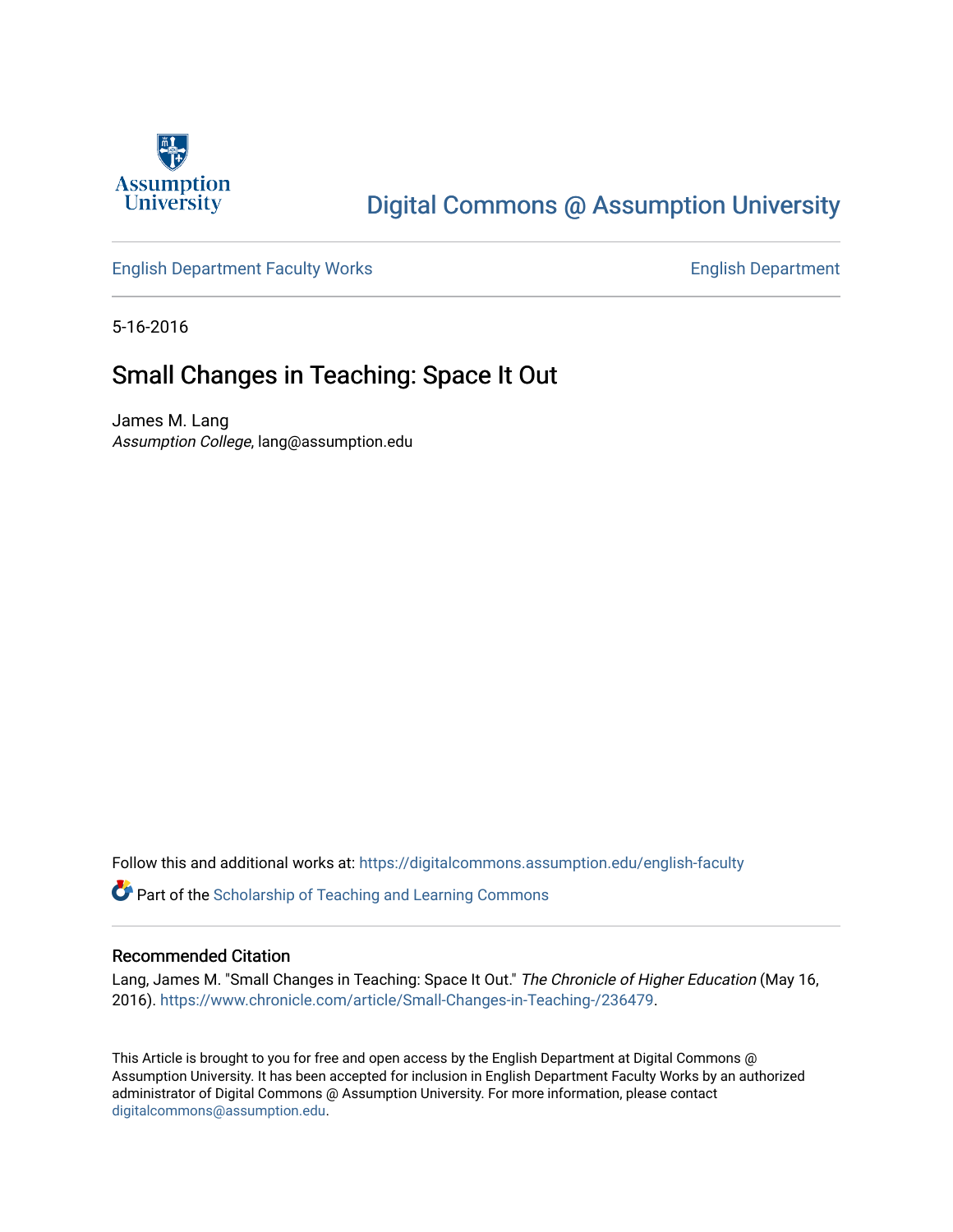Assumption University

# Digital Commons @ Assumption University

English Department Faculty Works

English Department

5-16-2016

## Small Changes in Teaching: Space It Out

James M. Lang
*Assumption College*, lang@assumption.edu

Follow this and additional works at: https://digitalcommons.assumption.edu/english-faculty

Part of the Scholarship of Teaching and Learning Commons

### Recommended Citation

Lang, James M. "Small Changes in Teaching: Space It Out." *The Chronicle of Higher Education* (May 16, 2016). https://www.chronicle.com/article/Small-Changes-in-Teaching-/236479.

This Article is brought to you for free and open access by the English Department at Digital Commons @ Assumption University. It has been accepted for inclusion in English Department Faculty Works by an authorized administrator of Digital Commons @ Assumption University. For more information, please contact digitalcommons@assumption.edu.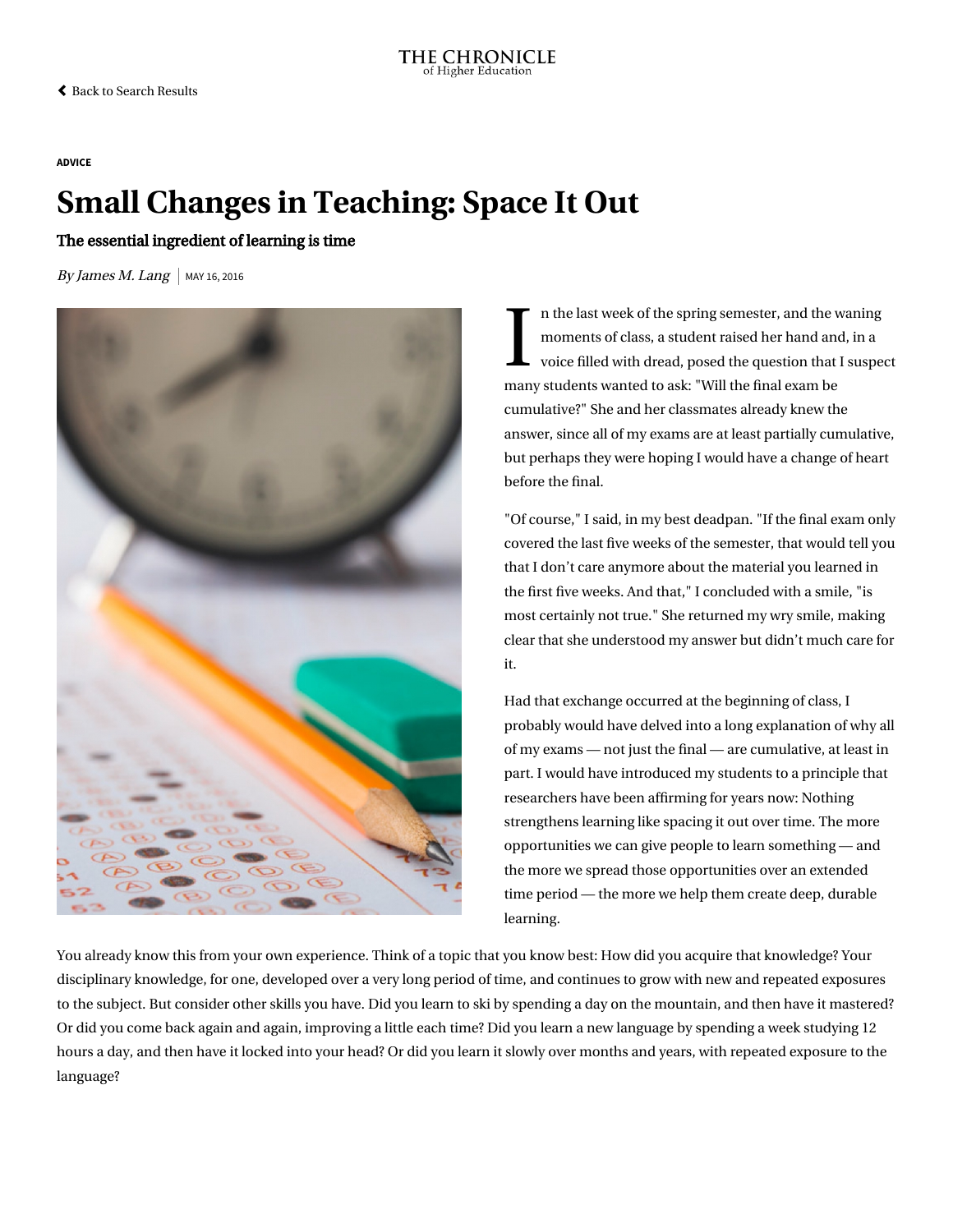ADVICE

# Small Changes in Teaching: Space It Out

**The essential ingredient of learning is time**

*By James M. Lang* | MAY 16, 2016

In the last week of the spring semester, and the waning moments of class, a student raised her hand and, in a voice filled with dread, posed the question that I suspect many students wanted to ask: "Will the final exam be cumulative?" She and her classmates already knew the answer, since all of my exams are at least partially cumulative, but perhaps they were hoping I would have a change of heart before the final.

"Of course," I said, in my best deadpan. "If the final exam only covered the last five weeks of the semester, that would tell you that I don't care anymore about the material you learned in the first five weeks. And that," I concluded with a smile, "is most certainly not true." She returned my wry smile, making clear that she understood my answer but didn't much care for it.

Had that exchange occurred at the beginning of class, I probably would have delved into a long explanation of why all of my exams — not just the final — are cumulative, at least in part. I would have introduced my students to a principle that researchers have been affirming for years now: Nothing strengthens learning like spacing it out over time. The more opportunities we can give people to learn something — and the more we spread those opportunities over an extended time period — the more we help them create deep, durable learning.

You already know this from your own experience. Think of a topic that you know best: How did you acquire that knowledge? Your disciplinary knowledge, for one, developed over a very long period of time, and continues to grow with new and repeated exposures to the subject. But consider other skills you have. Did you learn to ski by spending a day on the mountain, and then have it mastered? Or did you come back again and again, improving a little each time? Did you learn a new language by spending a week studying 12 hours a day, and then have it locked into your head? Or did you learn it slowly over months and years, with repeated exposure to the language?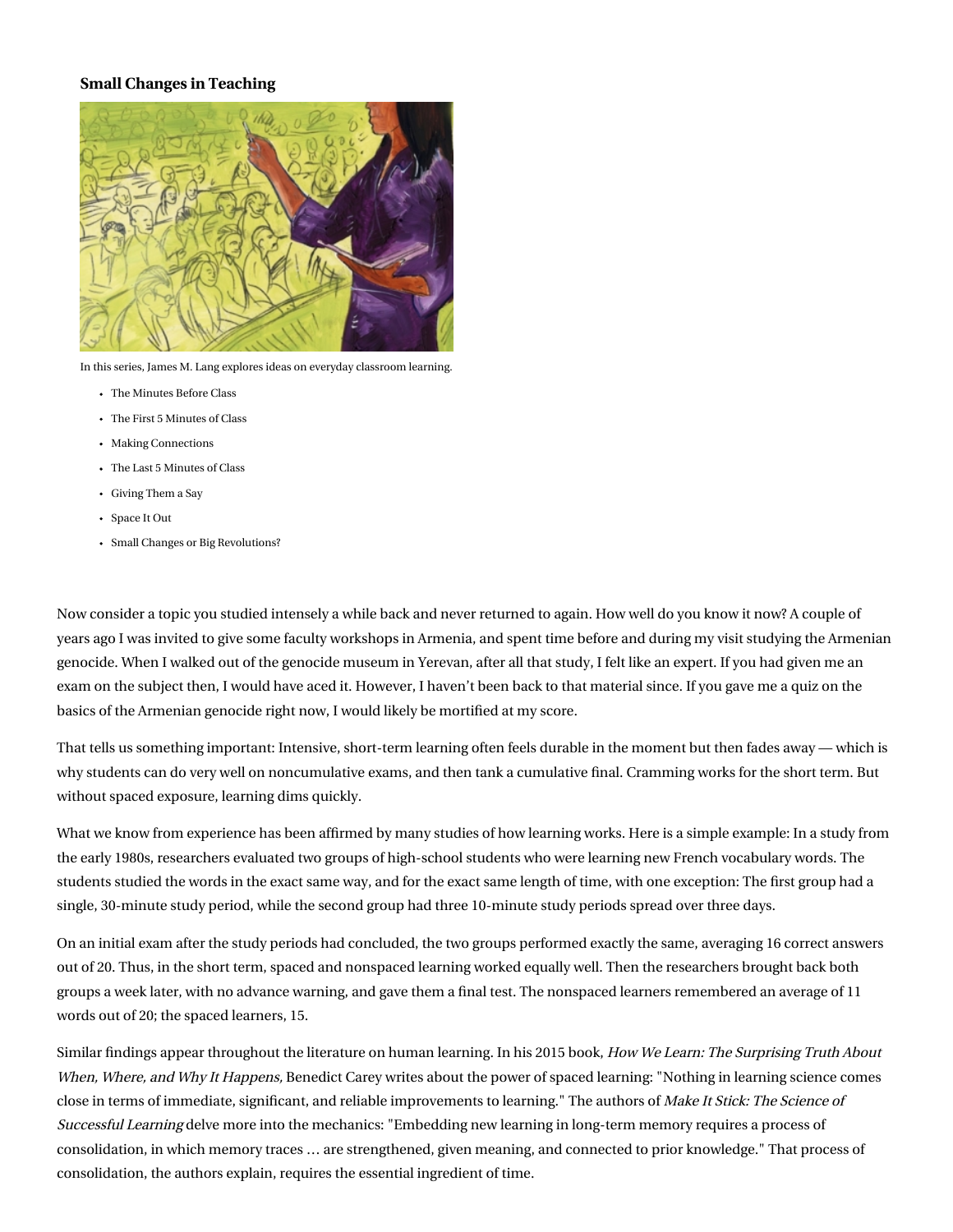**Small Changes in Teaching**

In this series, James M. Lang explores ideas on everyday classroom learning.

- The Minutes Before Class
- The First 5 Minutes of Class
- Making Connections
- The Last 5 Minutes of Class
- Giving Them a Say
- Space It Out
- Small Changes or Big Revolutions?

Now consider a topic you studied intensely a while back and never returned to again. How well do you know it now? A couple of years ago I was invited to give some faculty workshops in Armenia, and spent time before and during my visit studying the Armenian genocide. When I walked out of the genocide museum in Yerevan, after all that study, I felt like an expert. If you had given me an exam on the subject then, I would have aced it. However, I haven't been back to that material since. If you gave me a quiz on the basics of the Armenian genocide right now, I would likely be mortified at my score.

That tells us something important: Intensive, short-term learning often feels durable in the moment but then fades away — which is why students can do very well on noncumulative exams, and then tank a cumulative final. Cramming works for the short term. But without spaced exposure, learning dims quickly.

What we know from experience has been affirmed by many studies of how learning works. Here is a simple example: In a study from the early 1980s, researchers evaluated two groups of high-school students who were learning new French vocabulary words. The students studied the words in the exact same way, and for the exact same length of time, with one exception: The first group had a single, 30-minute study period, while the second group had three 10-minute study periods spread over three days.

On an initial exam after the study periods had concluded, the two groups performed exactly the same, averaging 16 correct answers out of 20. Thus, in the short term, spaced and nonspaced learning worked equally well. Then the researchers brought back both groups a week later, with no advance warning, and gave them a final test. The nonspaced learners remembered an average of 11 words out of 20; the spaced learners, 15.

Similar findings appear throughout the literature on human learning. In his 2015 book, *How We Learn: The Surprising Truth About When, Where, and Why It Happens,* Benedict Carey writes about the power of spaced learning: "Nothing in learning science comes close in terms of immediate, significant, and reliable improvements to learning." The authors of *Make It Stick: The Science of Successful Learning* delve more into the mechanics: "Embedding new learning in long-term memory requires a process of consolidation, in which memory traces … are strengthened, given meaning, and connected to prior knowledge." That process of consolidation, the authors explain, requires the essential ingredient of time.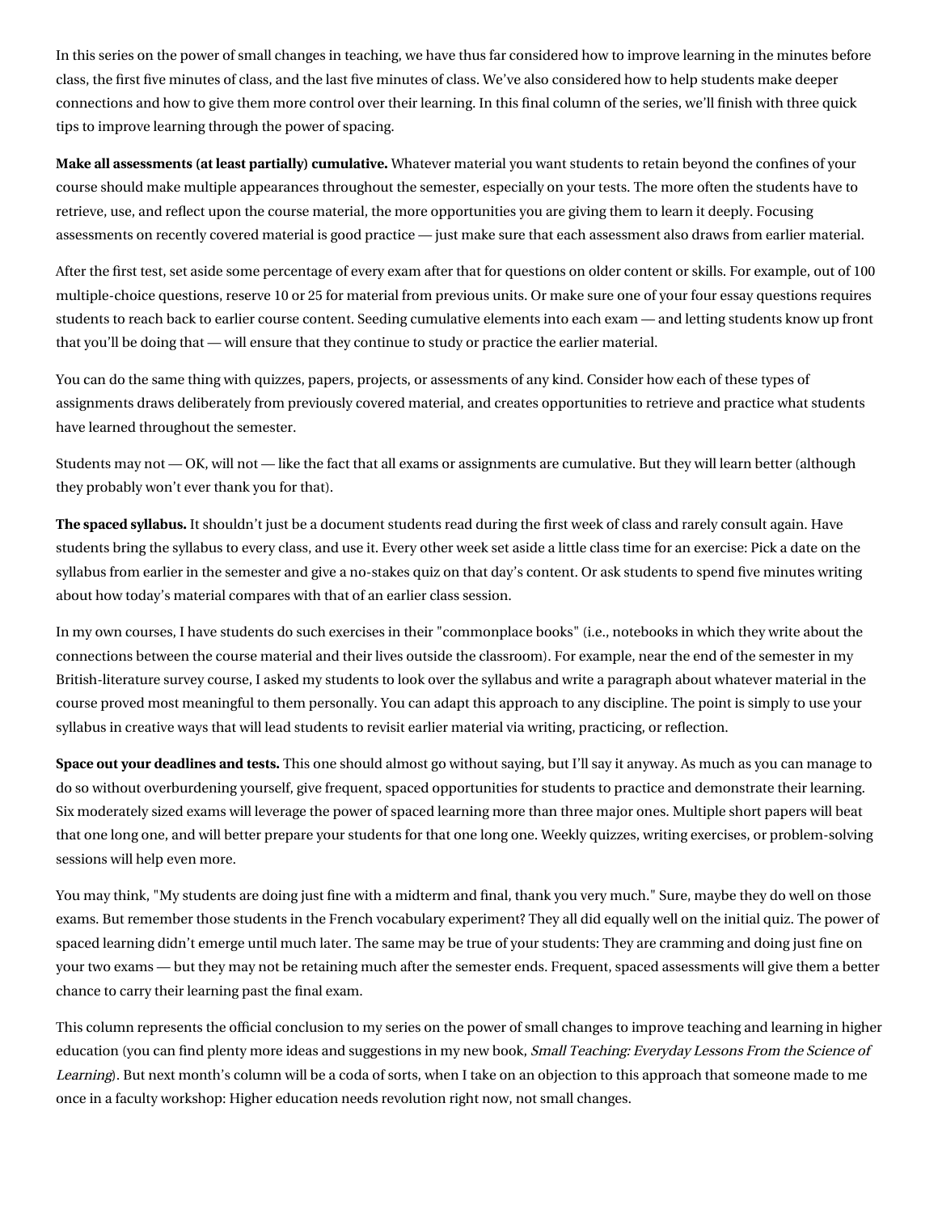In this series on the power of small changes in teaching, we have thus far considered how to improve learning in the minutes before class, the first five minutes of class, and the last five minutes of class. We've also considered how to help students make deeper connections and how to give them more control over their learning. In this final column of the series, we'll finish with three quick tips to improve learning through the power of spacing.

**Make all assessments (at least partially) cumulative.** Whatever material you want students to retain beyond the confines of your course should make multiple appearances throughout the semester, especially on your tests. The more often the students have to retrieve, use, and reflect upon the course material, the more opportunities you are giving them to learn it deeply. Focusing assessments on recently covered material is good practice — just make sure that each assessment also draws from earlier material.

After the first test, set aside some percentage of every exam after that for questions on older content or skills. For example, out of 100 multiple-choice questions, reserve 10 or 25 for material from previous units. Or make sure one of your four essay questions requires students to reach back to earlier course content. Seeding cumulative elements into each exam — and letting students know up front that you'll be doing that — will ensure that they continue to study or practice the earlier material.

You can do the same thing with quizzes, papers, projects, or assessments of any kind. Consider how each of these types of assignments draws deliberately from previously covered material, and creates opportunities to retrieve and practice what students have learned throughout the semester.

Students may not — OK, will not — like the fact that all exams or assignments are cumulative. But they will learn better (although they probably won't ever thank you for that).

**The spaced syllabus.** It shouldn't just be a document students read during the first week of class and rarely consult again. Have students bring the syllabus to every class, and use it. Every other week set aside a little class time for an exercise: Pick a date on the syllabus from earlier in the semester and give a no-stakes quiz on that day's content. Or ask students to spend five minutes writing about how today's material compares with that of an earlier class session.

In my own courses, I have students do such exercises in their "commonplace books" (i.e., notebooks in which they write about the connections between the course material and their lives outside the classroom). For example, near the end of the semester in my British-literature survey course, I asked my students to look over the syllabus and write a paragraph about whatever material in the course proved most meaningful to them personally. You can adapt this approach to any discipline. The point is simply to use your syllabus in creative ways that will lead students to revisit earlier material via writing, practicing, or reflection.

**Space out your deadlines and tests.** This one should almost go without saying, but I'll say it anyway. As much as you can manage to do so without overburdening yourself, give frequent, spaced opportunities for students to practice and demonstrate their learning. Six moderately sized exams will leverage the power of spaced learning more than three major ones. Multiple short papers will beat that one long one, and will better prepare your students for that one long one. Weekly quizzes, writing exercises, or problem-solving sessions will help even more.

You may think, "My students are doing just fine with a midterm and final, thank you very much." Sure, maybe they do well on those exams. But remember those students in the French vocabulary experiment? They all did equally well on the initial quiz. The power of spaced learning didn't emerge until much later. The same may be true of your students: They are cramming and doing just fine on your two exams — but they may not be retaining much after the semester ends. Frequent, spaced assessments will give them a better chance to carry their learning past the final exam.

This column represents the official conclusion to my series on the power of small changes to improve teaching and learning in higher education (you can find plenty more ideas and suggestions in my new book, *Small Teaching: Everyday Lessons From the Science of Learning*). But next month's column will be a coda of sorts, when I take on an objection to this approach that someone made to me once in a faculty workshop: Higher education needs revolution right now, not small changes.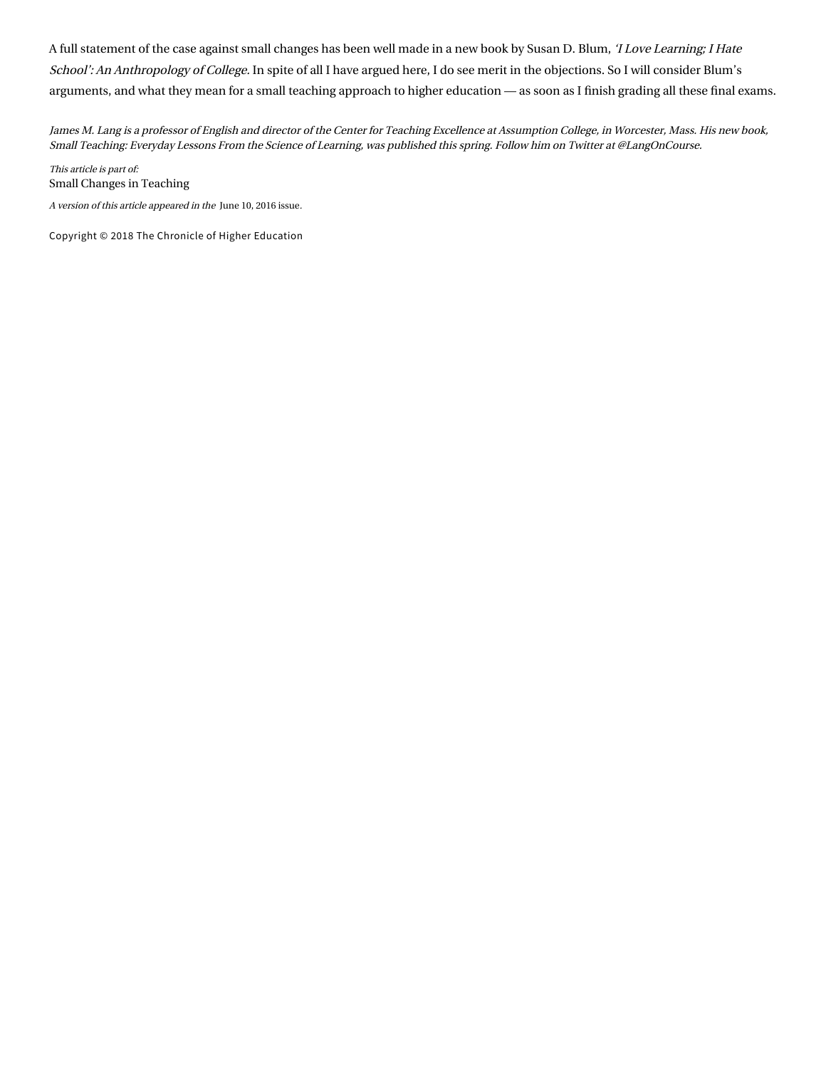A full statement of the case against small changes has been well made in a new book by Susan D. Blum, *'I Love Learning; I Hate School': An Anthropology of College.* In spite of all I have argued here, I do see merit in the objections. So I will consider Blum's arguments, and what they mean for a small teaching approach to higher education — as soon as I finish grading all these final exams.

*James M. Lang is a professor of English and director of the Center for Teaching Excellence at Assumption College, in Worcester, Mass. His new book, Small Teaching: Everyday Lessons From the Science of Learning, was published this spring. Follow him on Twitter at @LangOnCourse.*

*This article is part of:*
Small Changes in Teaching

*A version of this article appeared in the* June 10, 2016 issue.

Copyright © 2018 The Chronicle of Higher Education